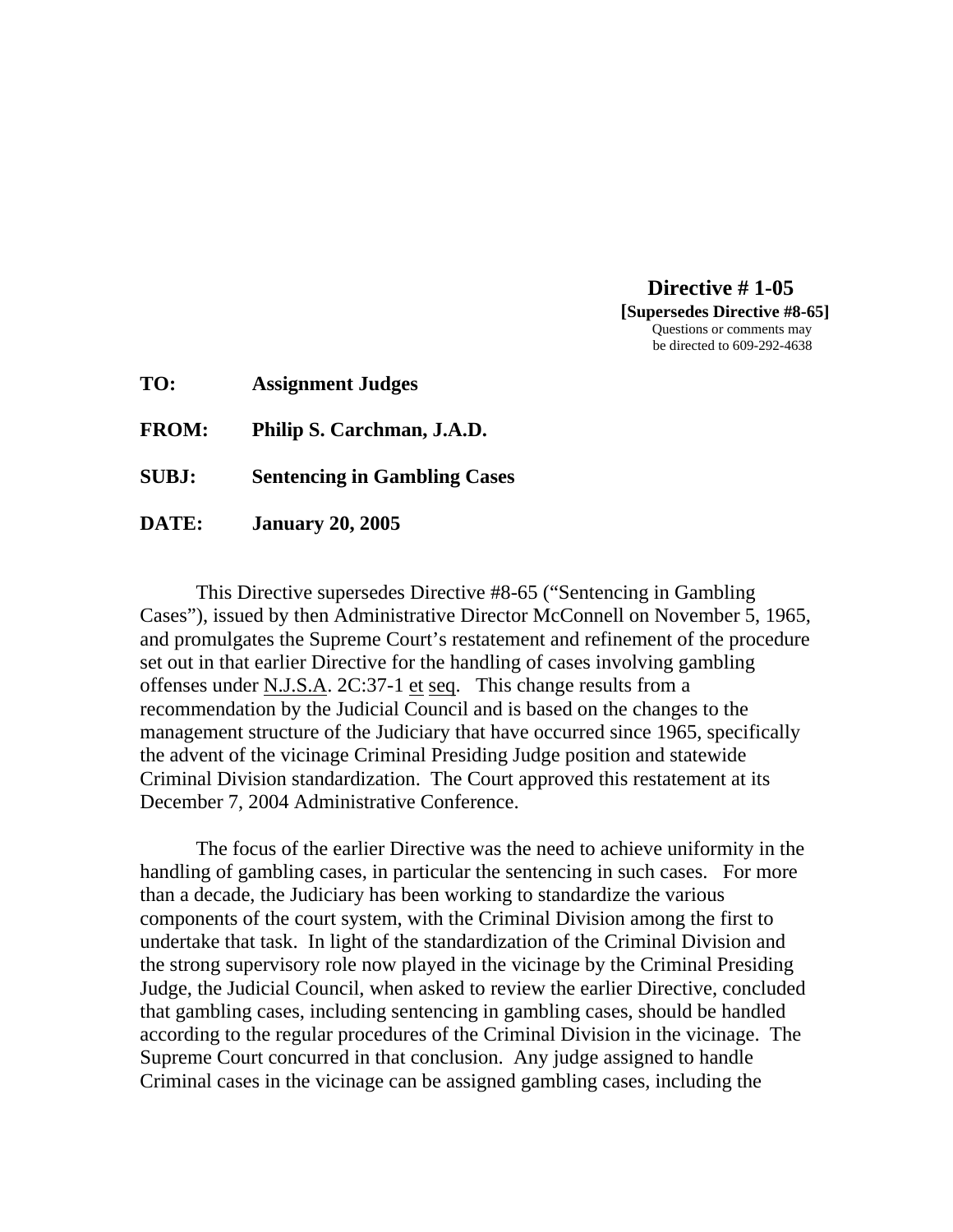**Directive # 1-05**
**[Supersedes Directive #8-65]**
Questions or comments may
be directed to 609-292-4638

**TO:** **Assignment Judges**

**FROM:** **Philip S. Carchman, J.A.D.**

**SUBJ:** **Sentencing in Gambling Cases**

**DATE:** **January 20, 2005**

This Directive supersedes Directive #8-65 ("Sentencing in Gambling Cases"), issued by then Administrative Director McConnell on November 5, 1965, and promulgates the Supreme Court's restatement and refinement of the procedure set out in that earlier Directive for the handling of cases involving gambling offenses under N.J.S.A. 2C:37-1 et seq. This change results from a recommendation by the Judicial Council and is based on the changes to the management structure of the Judiciary that have occurred since 1965, specifically the advent of the vicinage Criminal Presiding Judge position and statewide Criminal Division standardization. The Court approved this restatement at its December 7, 2004 Administrative Conference.

The focus of the earlier Directive was the need to achieve uniformity in the handling of gambling cases, in particular the sentencing in such cases. For more than a decade, the Judiciary has been working to standardize the various components of the court system, with the Criminal Division among the first to undertake that task. In light of the standardization of the Criminal Division and the strong supervisory role now played in the vicinage by the Criminal Presiding Judge, the Judicial Council, when asked to review the earlier Directive, concluded that gambling cases, including sentencing in gambling cases, should be handled according to the regular procedures of the Criminal Division in the vicinage. The Supreme Court concurred in that conclusion. Any judge assigned to handle Criminal cases in the vicinage can be assigned gambling cases, including the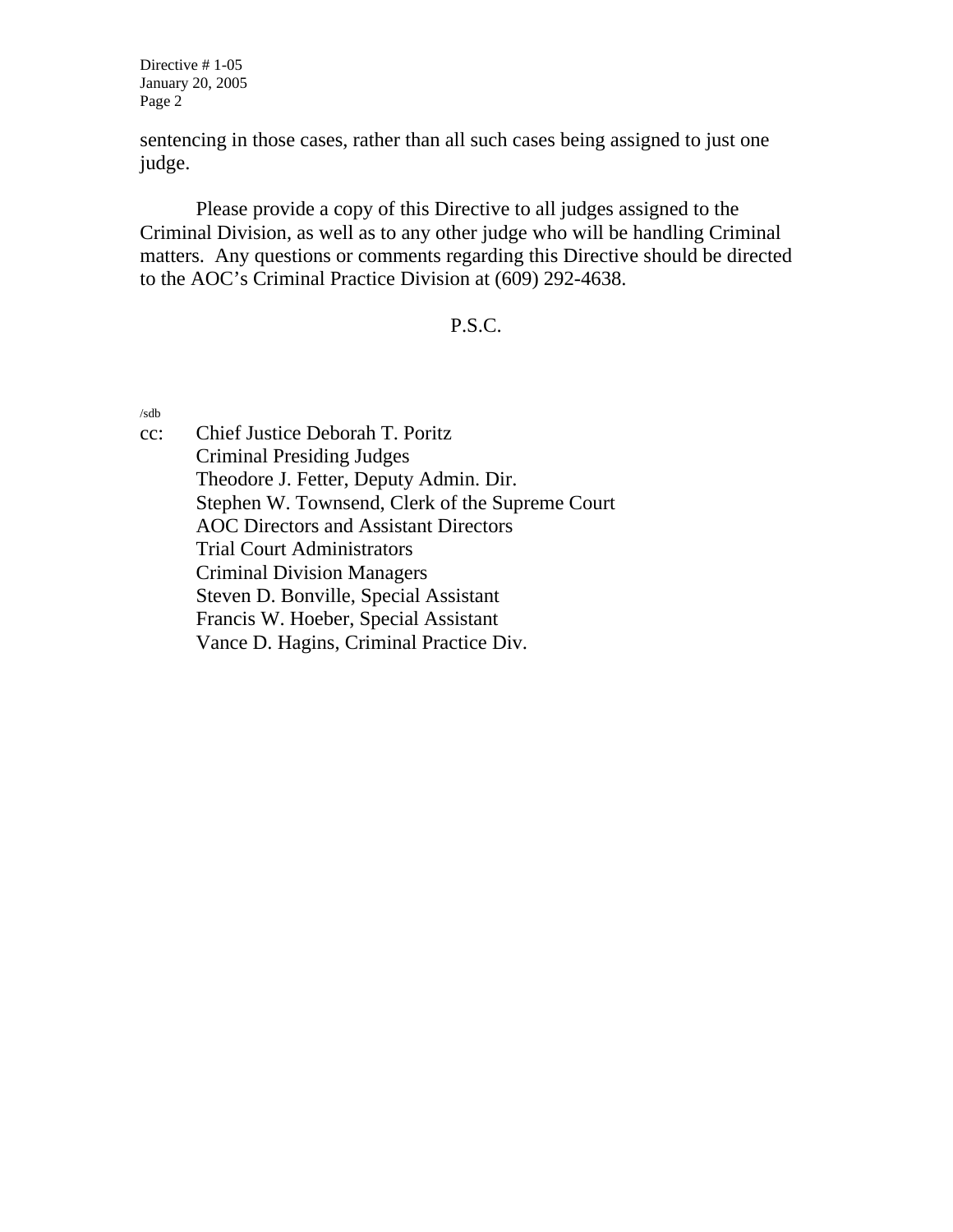sentencing in those cases, rather than all such cases being assigned to just one judge.

Please provide a copy of this Directive to all judges assigned to the Criminal Division, as well as to any other judge who will be handling Criminal matters. Any questions or comments regarding this Directive should be directed to the AOC's Criminal Practice Division at (609) 292-4638.

P.S.C.

/sdb

cc: Chief Justice Deborah T. Poritz
Criminal Presiding Judges
Theodore J. Fetter, Deputy Admin. Dir.
Stephen W. Townsend, Clerk of the Supreme Court
AOC Directors and Assistant Directors
Trial Court Administrators
Criminal Division Managers
Steven D. Bonville, Special Assistant
Francis W. Hoeber, Special Assistant
Vance D. Hagins, Criminal Practice Div.